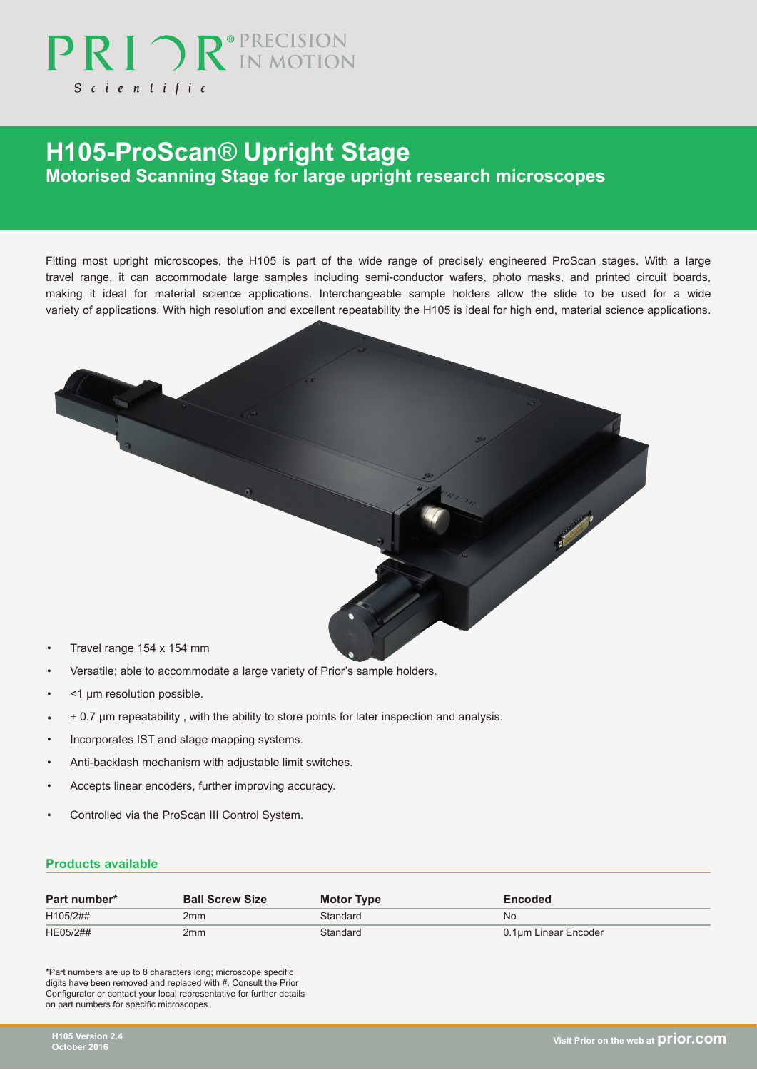# H105-ProScan® Upright Stage

## Motorised Scanning Stage for large upright research microscopes

Fitting most upright microscopes, the H105 is part of the wide range of precisely engineered ProScan stages. With a large travel range, it can accommodate large samples including semi-conductor wafers, photo masks, and printed circuit boards, making it ideal for material science applications. Interchangeable sample holders allow the slide to be used for a wide variety of applications. With high resolution and excellent repeatability the H105 is ideal for high end, material science applications.

- Travel range 154 x 154 mm
- Versatile; able to accommodate a large variety of Prior's sample holders.
- <1 µm resolution possible.
- ± 0.7 µm repeatability , with the ability to store points for later inspection and analysis.
- Incorporates IST and stage mapping systems.
- Anti-backlash mechanism with adjustable limit switches.
- Accepts linear encoders, further improving accuracy.
- Controlled via the ProScan III Control System.

### Products available

| Part number* | Ball Screw Size | Motor Type | Encoded |
|---|---|---|---|
| H105/2## | 2mm | Standard | No |
| HE05/2## | 2mm | Standard | 0.1µm Linear Encoder |

*Part numbers are up to 8 characters long; microscope specific digits have been removed and replaced with #. Consult the Prior Configurator or contact your local representative for further details on part numbers for specific microscopes.

H105 Version 2.4
October 2016

Visit Prior on the web at prior.com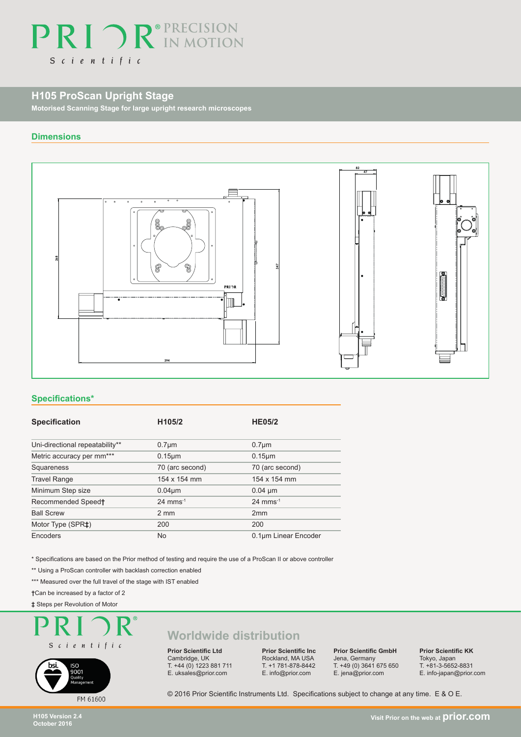# H105 ProScan Upright Stage

**Motorised Scanning Stage for large upright research microscopes**

## Dimensions

268

347

394

82

47

PRIOR

## Specifications*

| Specification | H105/2 | HE05/2 |
|---|---|---|
| Uni-directional repeatability** | 0.7µm | 0.7µm |
| Metric accuracy per mm*** | 0.15µm | 0.15µm |
| Squareness | 70 (arc second) | 70 (arc second) |
| Travel Range | 154 x 154 mm | 154 x 154 mm |
| Minimum Step size | 0.04µm | 0.04 µm |
| Recommended Speed† | 24 $mms^{-1}$ | 24 $mms^{-1}$ |
| Ball Screw | 2 mm | 2mm |
| Motor Type (SPR‡) | 200 | 200 |
| Encoders | No | 0.1µm Linear Encoder |

* Specifications are based on the Prior method of testing and require the use of a ProScan II or above controller

** Using a ProScan controller with backlash correction enabled

*** Measured over the full travel of the stage with IST enabled

†Can be increased by a factor of 2

‡ Steps per Revolution of Motor

## Worldwide distribution

**Prior Scientific Ltd**
Cambridge, UK
T. +44 (0) 1223 881 711
E. uksales@prior.com

**Prior Scientific Inc**
Rockland, MA USA
T. +1 781-878-8442
E. info@prior.com

**Prior Scientific GmbH**
Jena, Germany
T. +49 (0) 3641 675 650
E. jena@prior.com

**Prior Scientific KK**
Tokyo, Japan
T. +81-3-5652-8831
E. info-japan@prior.com

ISO 9001 Quality Management

FM 61600

© 2016 Prior Scientific Instruments Ltd. Specifications subject to change at any time. E & O E.

H105 Version 2.4
October 2016

Visit Prior on the web at prior.com